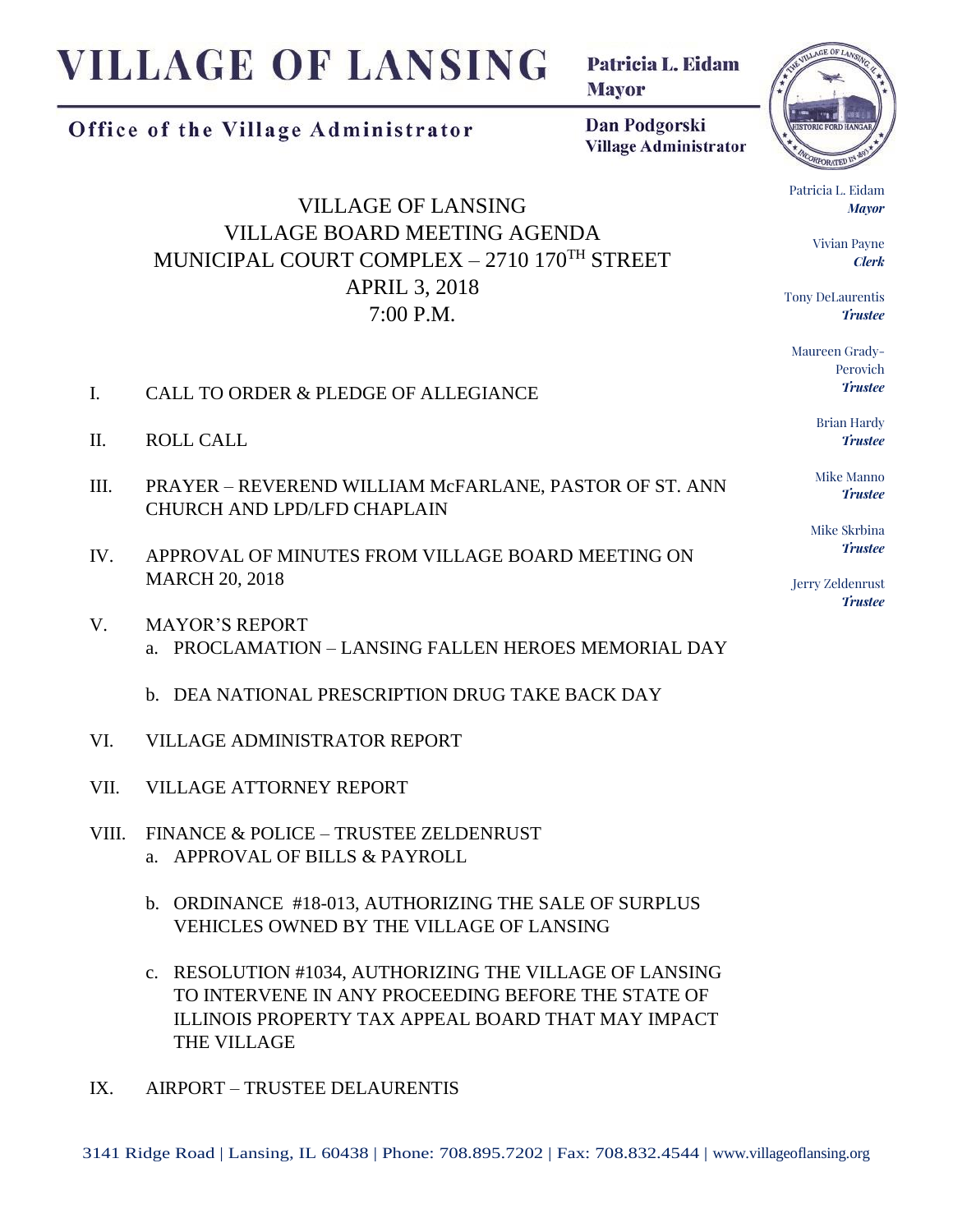# VILLAGE OF LANSING

**Office of the Village Administrator**

**Patricia L. Eidam**
**Mayor**

**Dan Podgorski**
**Village Administrator**

Patricia L. Eidam
***Mayor***

Vivian Payne
***Clerk***

Tony DeLaurentis
***Trustee***

Maureen Grady-Perovich
***Trustee***

Brian Hardy
***Trustee***

Mike Manno
***Trustee***

Mike Skrbina
***Trustee***

Jerry Zeldenrust
***Trustee***

## VILLAGE OF LANSING
## VILLAGE BOARD MEETING AGENDA
## MUNICIPAL COURT COMPLEX – 2710 170TH STREET
## APRIL 3, 2018
## 7:00 P.M.

I. CALL TO ORDER & PLEDGE OF ALLEGIANCE

II. ROLL CALL

III. PRAYER – REVEREND WILLIAM McFARLANE, PASTOR OF ST. ANN CHURCH AND LPD/LFD CHAPLAIN

IV. APPROVAL OF MINUTES FROM VILLAGE BOARD MEETING ON MARCH 20, 2018

V. MAYOR'S REPORT
   a. PROCLAMATION – LANSING FALLEN HEROES MEMORIAL DAY

   b. DEA NATIONAL PRESCRIPTION DRUG TAKE BACK DAY

VI. VILLAGE ADMINISTRATOR REPORT

VII. VILLAGE ATTORNEY REPORT

VIII. FINANCE & POLICE – TRUSTEE ZELDENRUST
   a. APPROVAL OF BILLS & PAYROLL

   b. ORDINANCE #18-013, AUTHORIZING THE SALE OF SURPLUS VEHICLES OWNED BY THE VILLAGE OF LANSING

   c. RESOLUTION #1034, AUTHORIZING THE VILLAGE OF LANSING TO INTERVENE IN ANY PROCEEDING BEFORE THE STATE OF ILLINOIS PROPERTY TAX APPEAL BOARD THAT MAY IMPACT THE VILLAGE

IX. AIRPORT – TRUSTEE DELAURENTIS

3141 Ridge Road | Lansing, IL 60438 | Phone: 708.895.7202 | Fax: 708.832.4544 | www.villageoflansing.org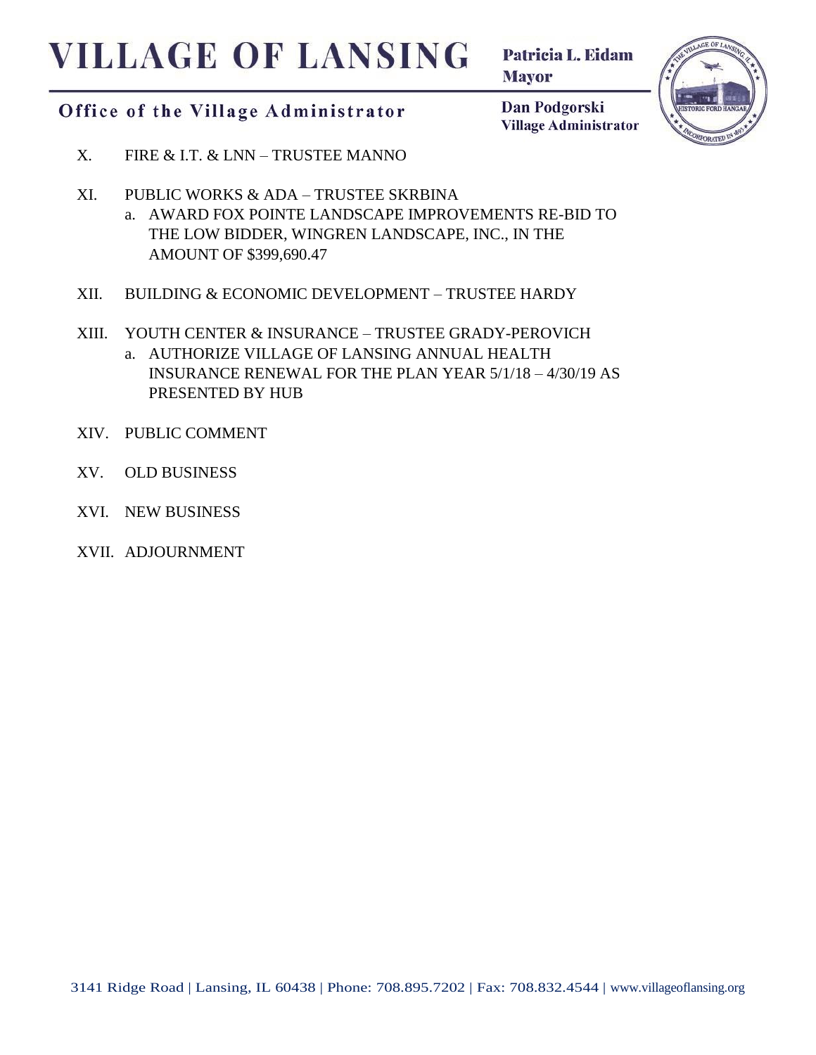X. FIRE & I.T. & LNN – TRUSTEE MANNO

XI. PUBLIC WORKS & ADA – TRUSTEE SKRBINA

   a. AWARD FOX POINTE LANDSCAPE IMPROVEMENTS RE-BID TO THE LOW BIDDER, WINGREN LANDSCAPE, INC., IN THE AMOUNT OF $399,690.47

XII. BUILDING & ECONOMIC DEVELOPMENT – TRUSTEE HARDY

XIII. YOUTH CENTER & INSURANCE – TRUSTEE GRADY-PEROVICH

   a. AUTHORIZE VILLAGE OF LANSING ANNUAL HEALTH INSURANCE RENEWAL FOR THE PLAN YEAR 5/1/18 – 4/30/19 AS PRESENTED BY HUB

XIV. PUBLIC COMMENT

XV. OLD BUSINESS

XVI. NEW BUSINESS

XVII. ADJOURNMENT